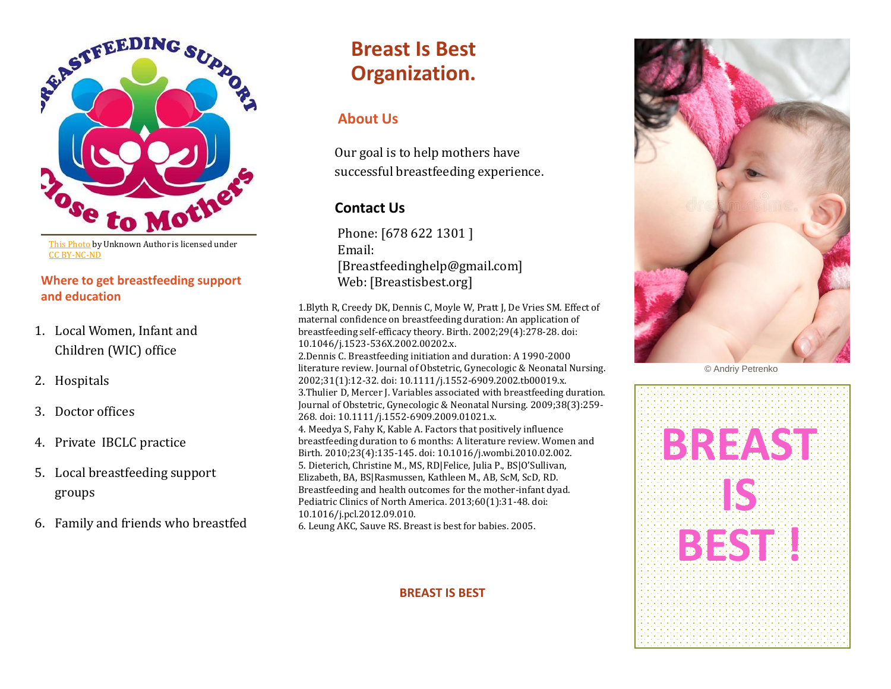This Photo by Unknown Author is licensed under CC BY-NC-ND

### Where to get breastfeeding support and education

1. Local Women, Infant and Children (WIC) office
2. Hospitals
3. Doctor offices
4. Private IBCLC practice
5. Local breastfeeding support groups
6. Family and friends who breastfed

# Breast Is Best Organization.

## About Us

Our goal is to help mothers have successful breastfeeding experience.

## Contact Us

Phone: [678 622 1301 ]
Email: [Breastfeedinghelp@gmail.com]
Web: [Breastisbest.org]

1.Blyth R, Creedy DK, Dennis C, Moyle W, Pratt J, De Vries SM. Effect of maternal confidence on breastfeeding duration: An application of breastfeeding self-efficacy theory. Birth. 2002;29(4):278-28. doi: 10.1046/j.1523-536X.2002.00202.x.
2.Dennis C. Breastfeeding initiation and duration: A 1990-2000 literature review. Journal of Obstetric, Gynecologic & Neonatal Nursing. 2002;31(1):12-32. doi: 10.1111/j.1552-6909.2002.tb00019.x.
3.Thulier D, Mercer J. Variables associated with breastfeeding duration. Journal of Obstetric, Gynecologic & Neonatal Nursing. 2009;38(3):259-268. doi: 10.1111/j.1552-6909.2009.01021.x.
4. Meedya S, Fahy K, Kable A. Factors that positively influence breastfeeding duration to 6 months: A literature review. Women and Birth. 2010;23(4):135-145. doi: 10.1016/j.wombi.2010.02.002.
5. Dieterich, Christine M., MS, RD|Felice, Julia P., BS|O'Sullivan, Elizabeth, BA, BS|Rasmussen, Kathleen M., AB, ScM, ScD, RD. Breastfeeding and health outcomes for the mother-infant dyad. Pediatric Clinics of North America. 2013;60(1):31-48. doi: 10.1016/j.pcl.2012.09.010.
6. Leung AKC, Sauve RS. Breast is best for babies. 2005.

**BREAST IS BEST**

© Andriy Petrenko

**BREAST IS BEST !**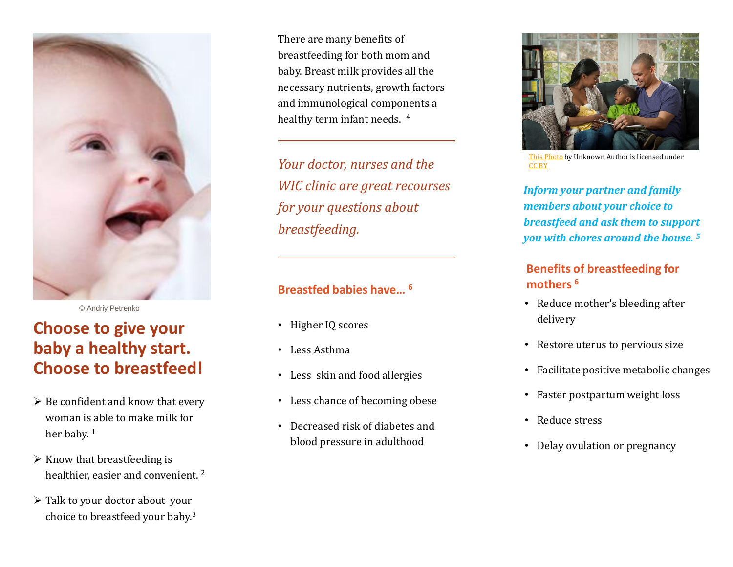© Andriy Petrenko

## Choose to give your baby a healthy start. Choose to breastfeed!

- Be confident and know that every woman is able to make milk for her baby. [1]
- Know that breastfeeding is healthier, easier and convenient. [2]
- Talk to your doctor about your choice to breastfeed your baby.[3]

There are many benefits of breastfeeding for both mom and baby. Breast milk provides all the necessary nutrients, growth factors and immunological components a healthy term infant needs. [4]

*Your doctor, nurses and the WIC clinic are great recourses for your questions about breastfeeding.*

### Breastfed babies have... [6]

- Higher IQ scores
- Less Asthma
- Less skin and food allergies
- Less chance of becoming obese
- Decreased risk of diabetes and blood pressure in adulthood

This Photo by Unknown Author is licensed under CC BY

***Inform your partner and family members about your choice to breastfeed and ask them to support you with chores around the house.*** [5]

### Benefits of breastfeeding for mothers [6]

- Reduce mother's bleeding after delivery
- Restore uterus to pervious size
- Facilitate positive metabolic changes
- Faster postpartum weight loss
- Reduce stress
- Delay ovulation or pregnancy